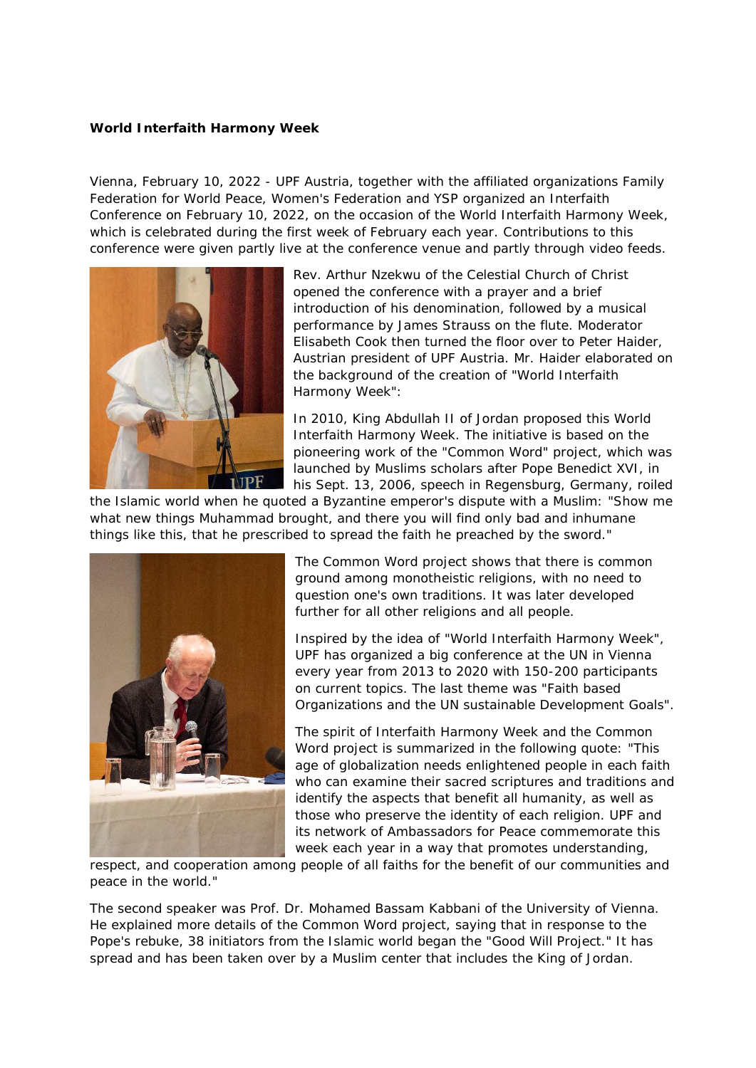**World Interfaith Harmony Week**

Vienna, February 10, 2022 - UPF Austria, together with the affiliated organizations Family Federation for World Peace, Women's Federation and YSP organized an Interfaith Conference on February 10, 2022, on the occasion of the World Interfaith Harmony Week, which is celebrated during the first week of February each year. Contributions to this conference were given partly live at the conference venue and partly through video feeds.

Rev. Arthur Nzekwu of the Celestial Church of Christ opened the conference with a prayer and a brief introduction of his denomination, followed by a musical performance by James Strauss on the flute. Moderator Elisabeth Cook then turned the floor over to Peter Haider, Austrian president of UPF Austria. Mr. Haider elaborated on the background of the creation of "World Interfaith Harmony Week":

In 2010, King Abdullah II of Jordan proposed this World Interfaith Harmony Week. The initiative is based on the pioneering work of the "Common Word" project, which was launched by Muslims scholars after Pope Benedict XVI, in his Sept. 13, 2006, speech in Regensburg, Germany, roiled the Islamic world when he quoted a Byzantine emperor's dispute with a Muslim: "Show me what new things Muhammad brought, and there you will find only bad and inhumane things like this, that he prescribed to spread the faith he preached by the sword."

The Common Word project shows that there is common ground among monotheistic religions, with no need to question one's own traditions. It was later developed further for all other religions and all people.

Inspired by the idea of "World Interfaith Harmony Week", UPF has organized a big conference at the UN in Vienna every year from 2013 to 2020 with 150-200 participants on current topics. The last theme was "Faith based Organizations and the UN sustainable Development Goals".

The spirit of Interfaith Harmony Week and the Common Word project is summarized in the following quote: "This age of globalization needs enlightened people in each faith who can examine their sacred scriptures and traditions and identify the aspects that benefit all humanity, as well as those who preserve the identity of each religion. UPF and its network of Ambassadors for Peace commemorate this week each year in a way that promotes understanding, respect, and cooperation among people of all faiths for the benefit of our communities and peace in the world."

The second speaker was Prof. Dr. Mohamed Bassam Kabbani of the University of Vienna. He explained more details of the Common Word project, saying that in response to the Pope's rebuke, 38 initiators from the Islamic world began the "Good Will Project." It has spread and has been taken over by a Muslim center that includes the King of Jordan.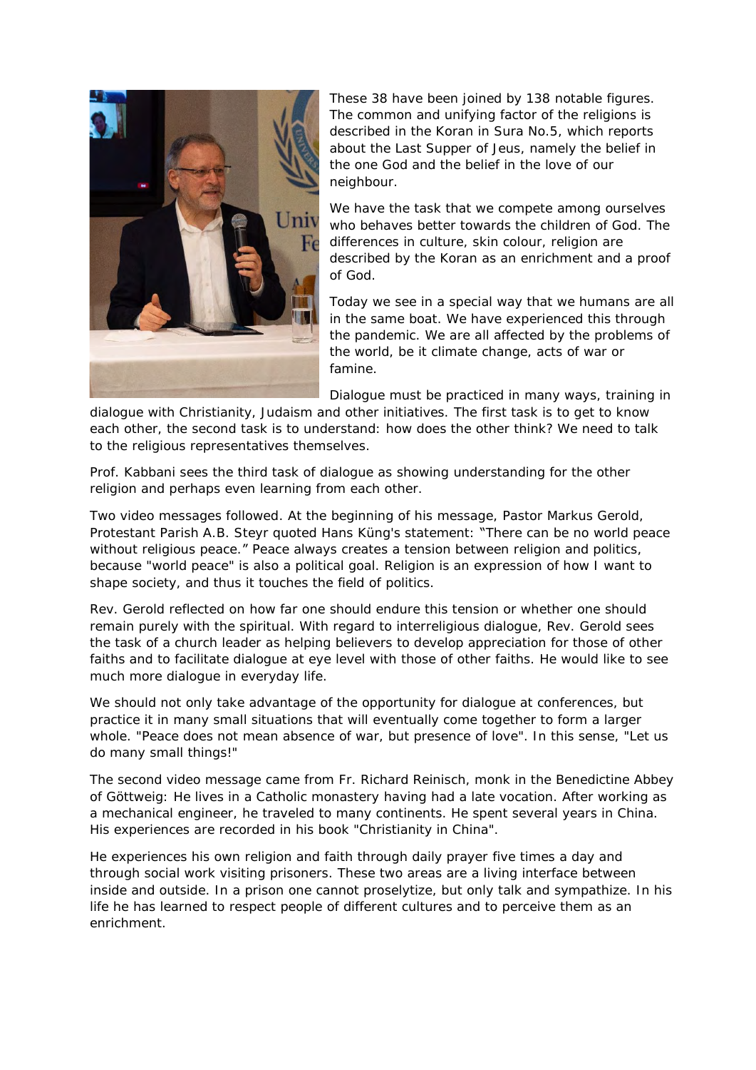These 38 have been joined by 138 notable figures. The common and unifying factor of the religions is described in the Koran in Sura No.5, which reports about the Last Supper of Jeus, namely the belief in the one God and the belief in the love of our neighbour.

We have the task that we compete among ourselves who behaves better towards the children of God. The differences in culture, skin colour, religion are described by the Koran as an enrichment and a proof of God.

Today we see in a special way that we humans are all in the same boat. We have experienced this through the pandemic. We are all affected by the problems of the world, be it climate change, acts of war or famine.

Dialogue must be practiced in many ways, training in dialogue with Christianity, Judaism and other initiatives. The first task is to get to know each other, the second task is to understand: how does the other think? We need to talk to the religious representatives themselves.

Prof. Kabbani sees the third task of dialogue as showing understanding for the other religion and perhaps even learning from each other.

Two video messages followed. At the beginning of his message, Pastor Markus Gerold, Protestant Parish A.B. Steyr quoted Hans Küng's statement: "There can be no world peace without religious peace." Peace always creates a tension between religion and politics, because "world peace" is also a political goal. Religion is an expression of how I want to shape society, and thus it touches the field of politics.

Rev. Gerold reflected on how far one should endure this tension or whether one should remain purely with the spiritual. With regard to interreligious dialogue, Rev. Gerold sees the task of a church leader as helping believers to develop appreciation for those of other faiths and to facilitate dialogue at eye level with those of other faiths. He would like to see much more dialogue in everyday life.

We should not only take advantage of the opportunity for dialogue at conferences, but practice it in many small situations that will eventually come together to form a larger whole. "Peace does not mean absence of war, but presence of love". In this sense, "Let us do many small things!"

The second video message came from Fr. Richard Reinisch, monk in the Benedictine Abbey of Göttweig: He lives in a Catholic monastery having had a late vocation. After working as a mechanical engineer, he traveled to many continents. He spent several years in China. His experiences are recorded in his book "Christianity in China".

He experiences his own religion and faith through daily prayer five times a day and through social work visiting prisoners. These two areas are a living interface between inside and outside. In a prison one cannot proselytize, but only talk and sympathize. In his life he has learned to respect people of different cultures and to perceive them as an enrichment.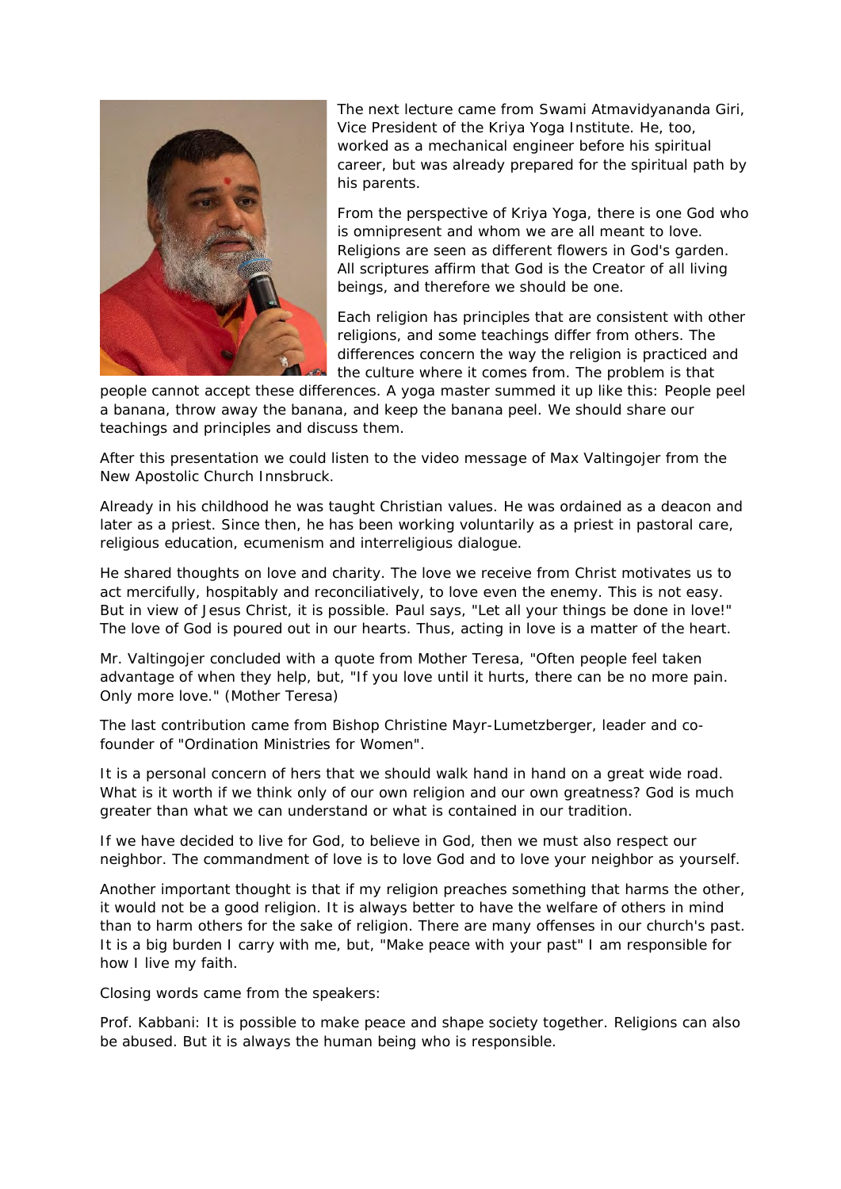The next lecture came from Swami Atmavidyananda Giri, Vice President of the Kriya Yoga Institute. He, too, worked as a mechanical engineer before his spiritual career, but was already prepared for the spiritual path by his parents.

From the perspective of Kriya Yoga, there is one God who is omnipresent and whom we are all meant to love. Religions are seen as different flowers in God's garden. All scriptures affirm that God is the Creator of all living beings, and therefore we should be one.

Each religion has principles that are consistent with other religions, and some teachings differ from others. The differences concern the way the religion is practiced and the culture where it comes from. The problem is that people cannot accept these differences. A yoga master summed it up like this: People peel a banana, throw away the banana, and keep the banana peel. We should share our teachings and principles and discuss them.

After this presentation we could listen to the video message of Max Valtingojer from the New Apostolic Church Innsbruck.

Already in his childhood he was taught Christian values. He was ordained as a deacon and later as a priest. Since then, he has been working voluntarily as a priest in pastoral care, religious education, ecumenism and interreligious dialogue.

He shared thoughts on love and charity. The love we receive from Christ motivates us to act mercifully, hospitably and reconciliatively, to love even the enemy. This is not easy. But in view of Jesus Christ, it is possible. Paul says, "Let all your things be done in love!" The love of God is poured out in our hearts. Thus, acting in love is a matter of the heart.

Mr. Valtingojer concluded with a quote from Mother Teresa, "Often people feel taken advantage of when they help, but, "If you love until it hurts, there can be no more pain. Only more love." (Mother Teresa)

The last contribution came from Bishop Christine Mayr-Lumetzberger, leader and co-founder of "Ordination Ministries for Women".

It is a personal concern of hers that we should walk hand in hand on a great wide road. What is it worth if we think only of our own religion and our own greatness? God is much greater than what we can understand or what is contained in our tradition.

If we have decided to live for God, to believe in God, then we must also respect our neighbor. The commandment of love is to love God and to love your neighbor as yourself.

Another important thought is that if my religion preaches something that harms the other, it would not be a good religion. It is always better to have the welfare of others in mind than to harm others for the sake of religion. There are many offenses in our church's past. It is a big burden I carry with me, but, "Make peace with your past" I am responsible for how I live my faith.

Closing words came from the speakers:

Prof. Kabbani: It is possible to make peace and shape society together. Religions can also be abused. But it is always the human being who is responsible.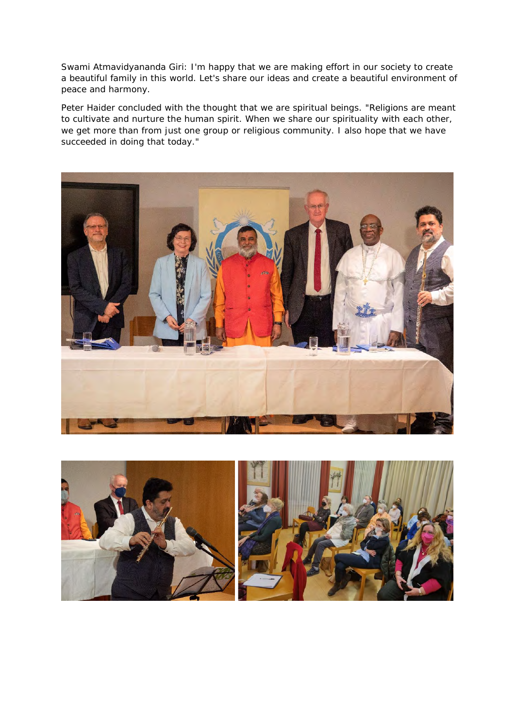Swami Atmavidyananda Giri: I'm happy that we are making effort in our society to create a beautiful family in this world. Let's share our ideas and create a beautiful environment of peace and harmony.

Peter Haider concluded with the thought that we are spiritual beings. "Religions are meant to cultivate and nurture the human spirit. When we share our spirituality with each other, we get more than from just one group or religious community. I also hope that we have succeeded in doing that today."